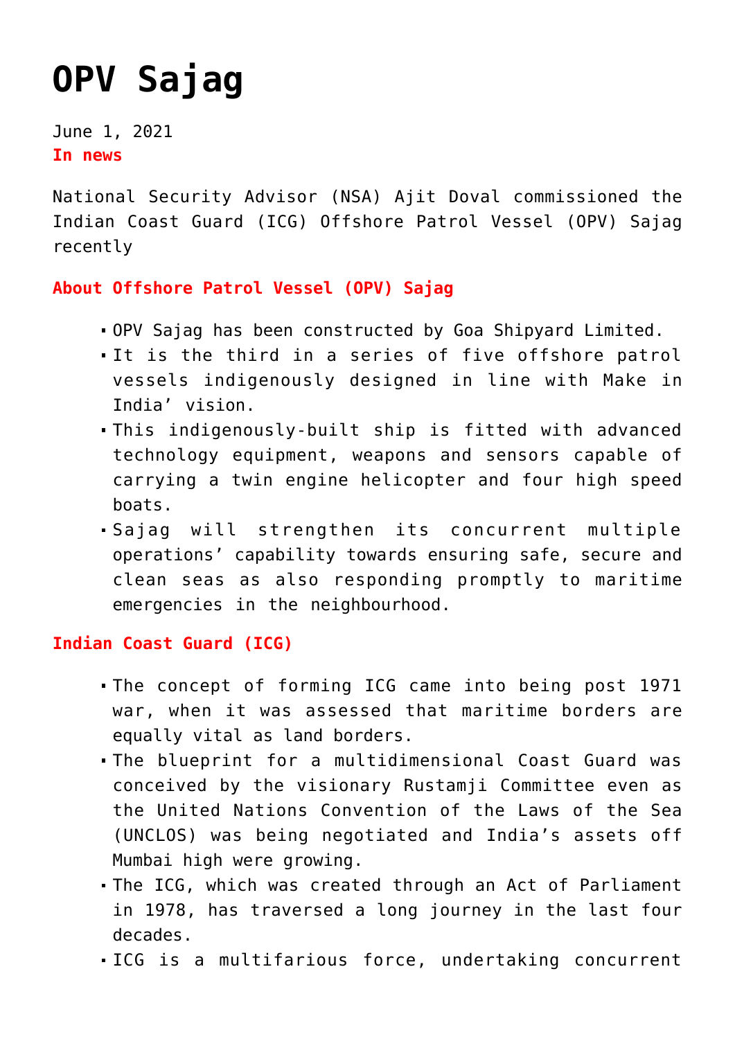# OPV Sajag

June 1, 2021

**In news**

National Security Advisor (NSA) Ajit Doval commissioned the Indian Coast Guard (ICG) Offshore Patrol Vessel (OPV) Sajag recently

**About Offshore Patrol Vessel (OPV) Sajag**

- OPV Sajag has been constructed by Goa Shipyard Limited.
- It is the third in a series of five offshore patrol vessels indigenously designed in line with Make in India' vision.
- This indigenously-built ship is fitted with advanced technology equipment, weapons and sensors capable of carrying a twin engine helicopter and four high speed boats.
- Sajag will strengthen its concurrent multiple operations' capability towards ensuring safe, secure and clean seas as also responding promptly to maritime emergencies in the neighbourhood.

**Indian Coast Guard (ICG)**

- The concept of forming ICG came into being post 1971 war, when it was assessed that maritime borders are equally vital as land borders.
- The blueprint for a multidimensional Coast Guard was conceived by the visionary Rustamji Committee even as the United Nations Convention of the Laws of the Sea (UNCLOS) was being negotiated and India's assets off Mumbai high were growing.
- The ICG, which was created through an Act of Parliament in 1978, has traversed a long journey in the last four decades.
- ICG is a multifarious force, undertaking concurrent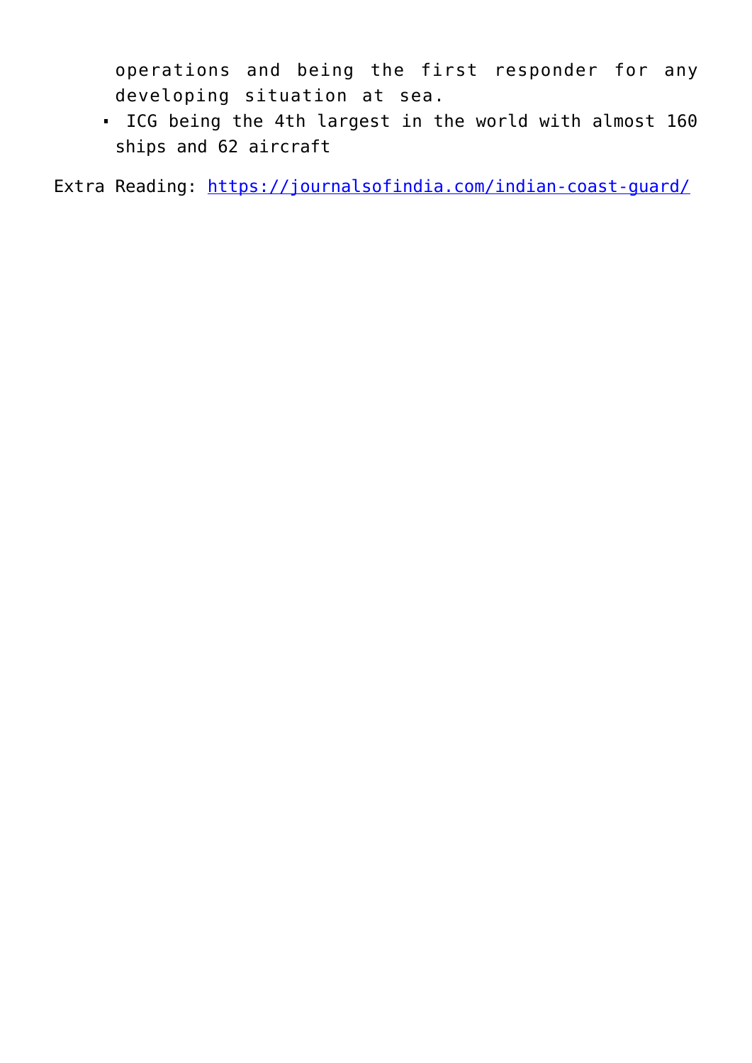operations and being the first responder for any developing situation at sea.

- ICG being the 4th largest in the world with almost 160 ships and 62 aircraft

Extra Reading: [https://journalsofindia.com/indian-coast-guard/](https://journalsofindia.com/indian-coast-guard/)